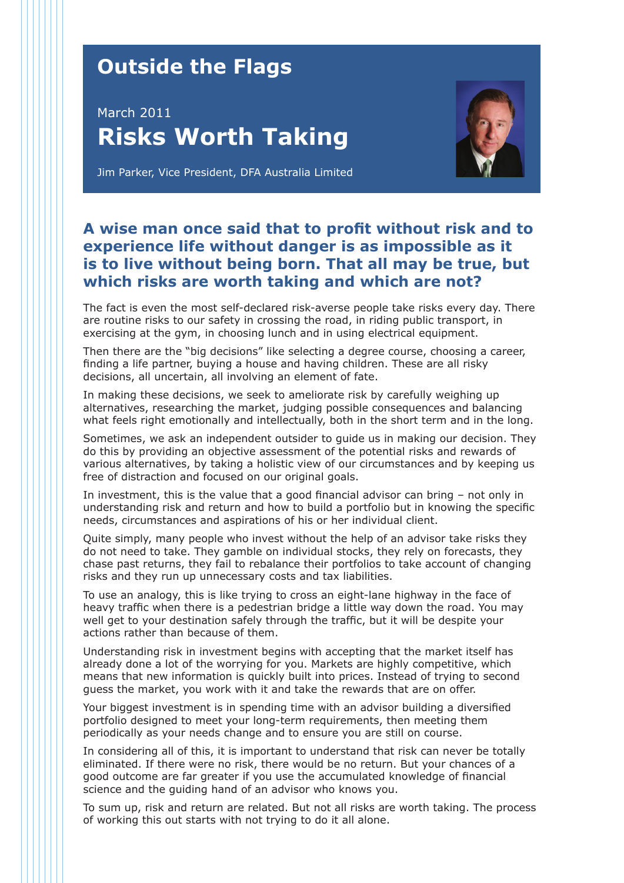# Outside the Flags

March 2011

## Risks Worth Taking

Jim Parker, Vice President, DFA Australia Limited

**A wise man once said that to profit without risk and to experience life without danger is as impossible as it is to live without being born. That all may be true, but which risks are worth taking and which are not?**

The fact is even the most self-declared risk-averse people take risks every day. There are routine risks to our safety in crossing the road, in riding public transport, in exercising at the gym, in choosing lunch and in using electrical equipment.

Then there are the "big decisions" like selecting a degree course, choosing a career, finding a life partner, buying a house and having children. These are all risky decisions, all uncertain, all involving an element of fate.

In making these decisions, we seek to ameliorate risk by carefully weighing up alternatives, researching the market, judging possible consequences and balancing what feels right emotionally and intellectually, both in the short term and in the long.

Sometimes, we ask an independent outsider to guide us in making our decision. They do this by providing an objective assessment of the potential risks and rewards of various alternatives, by taking a holistic view of our circumstances and by keeping us free of distraction and focused on our original goals.

In investment, this is the value that a good financial advisor can bring – not only in understanding risk and return and how to build a portfolio but in knowing the specific needs, circumstances and aspirations of his or her individual client.

Quite simply, many people who invest without the help of an advisor take risks they do not need to take. They gamble on individual stocks, they rely on forecasts, they chase past returns, they fail to rebalance their portfolios to take account of changing risks and they run up unnecessary costs and tax liabilities.

To use an analogy, this is like trying to cross an eight-lane highway in the face of heavy traffic when there is a pedestrian bridge a little way down the road. You may well get to your destination safely through the traffic, but it will be despite your actions rather than because of them.

Understanding risk in investment begins with accepting that the market itself has already done a lot of the worrying for you. Markets are highly competitive, which means that new information is quickly built into prices. Instead of trying to second guess the market, you work with it and take the rewards that are on offer.

Your biggest investment is in spending time with an advisor building a diversified portfolio designed to meet your long-term requirements, then meeting them periodically as your needs change and to ensure you are still on course.

In considering all of this, it is important to understand that risk can never be totally eliminated. If there were no risk, there would be no return. But your chances of a good outcome are far greater if you use the accumulated knowledge of financial science and the guiding hand of an advisor who knows you.

To sum up, risk and return are related. But not all risks are worth taking. The process of working this out starts with not trying to do it all alone.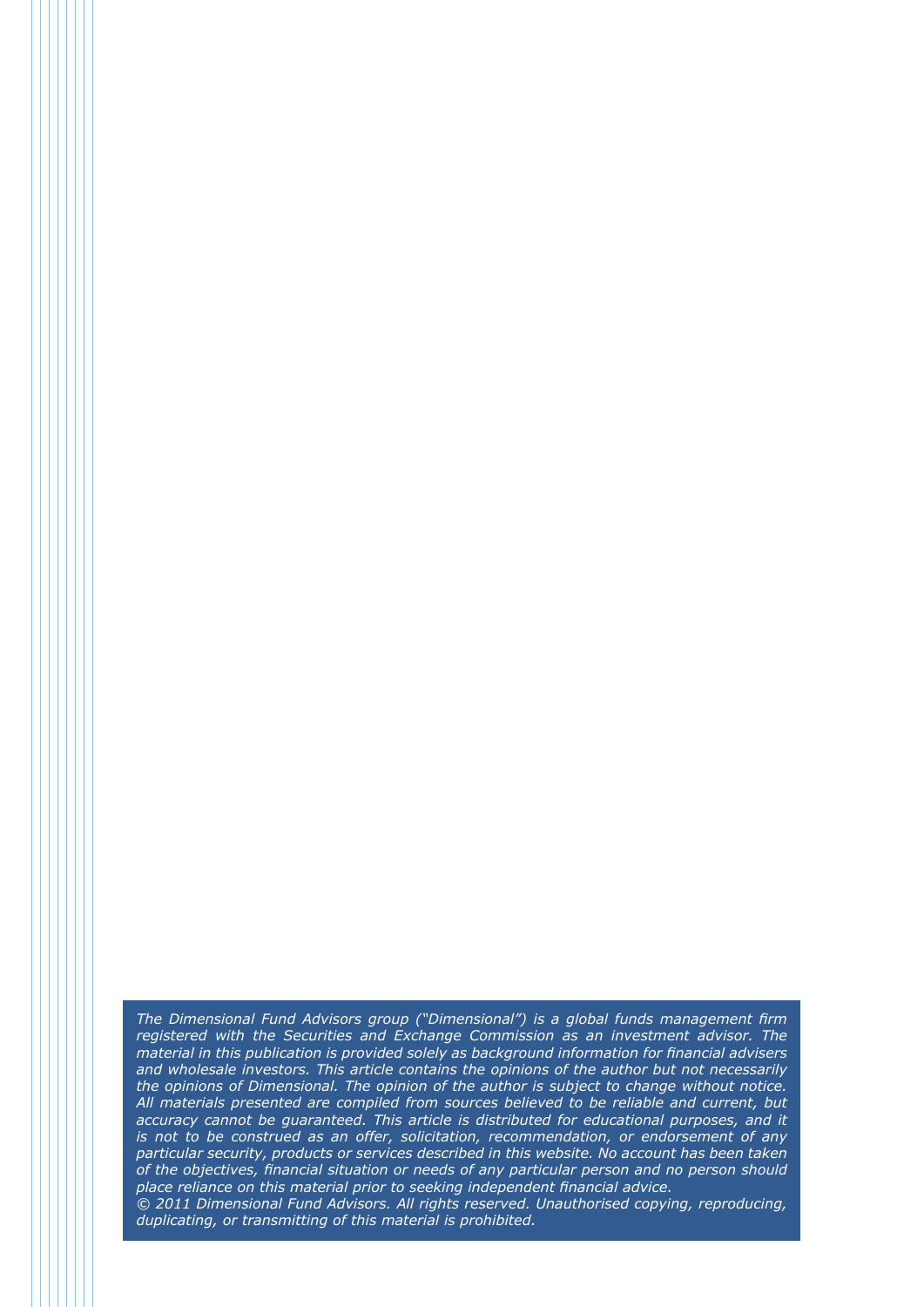*The Dimensional Fund Advisors group ("Dimensional") is a global funds management firm registered with the Securities and Exchange Commission as an investment advisor. The material in this publication is provided solely as background information for financial advisers and wholesale investors. This article contains the opinions of the author but not necessarily the opinions of Dimensional. The opinion of the author is subject to change without notice. All materials presented are compiled from sources believed to be reliable and current, but accuracy cannot be guaranteed. This article is distributed for educational purposes, and it is not to be construed as an offer, solicitation, recommendation, or endorsement of any particular security, products or services described in this website. No account has been taken of the objectives, financial situation or needs of any particular person and no person should place reliance on this material prior to seeking independent financial advice.*

*© 2011 Dimensional Fund Advisors. All rights reserved. Unauthorised copying, reproducing, duplicating, or transmitting of this material is prohibited.*